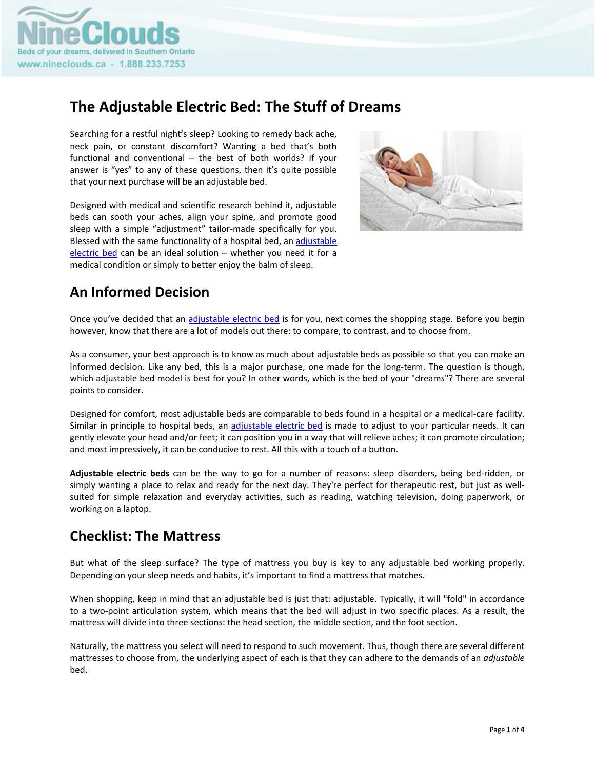# The Adjustable Electric Bed: The Stuff of Dreams

Searching for a restful night's sleep? Looking to remedy back ache, neck pain, or constant discomfort? Wanting a bed that's both functional and conventional – the best of both worlds? If your answer is "yes" to any of these questions, then it's quite possible that your next purchase will be an adjustable bed.

Designed with medical and scientific research behind it, adjustable beds can sooth your aches, align your spine, and promote good sleep with a simple "adjustment" tailor-made specifically for you. Blessed with the same functionality of a hospital bed, an adjustable electric bed can be an ideal solution – whether you need it for a medical condition or simply to better enjoy the balm of sleep.

## An Informed Decision

Once you've decided that an adjustable electric bed is for you, next comes the shopping stage. Before you begin however, know that there are a lot of models out there: to compare, to contrast, and to choose from.

As a consumer, your best approach is to know as much about adjustable beds as possible so that you can make an informed decision. Like any bed, this is a major purchase, one made for the long-term. The question is though, which adjustable bed model is best for you? In other words, which is the bed of your "dreams"? There are several points to consider.

Designed for comfort, most adjustable beds are comparable to beds found in a hospital or a medical-care facility. Similar in principle to hospital beds, an adjustable electric bed is made to adjust to your particular needs. It can gently elevate your head and/or feet; it can position you in a way that will relieve aches; it can promote circulation; and most impressively, it can be conducive to rest. All this with a touch of a button.

**Adjustable electric beds** can be the way to go for a number of reasons: sleep disorders, being bed-ridden, or simply wanting a place to relax and ready for the next day. They're perfect for therapeutic rest, but just as well-suited for simple relaxation and everyday activities, such as reading, watching television, doing paperwork, or working on a laptop.

## Checklist: The Mattress

But what of the sleep surface? The type of mattress you buy is key to any adjustable bed working properly. Depending on your sleep needs and habits, it's important to find a mattress that matches.

When shopping, keep in mind that an adjustable bed is just that: adjustable. Typically, it will "fold" in accordance to a two-point articulation system, which means that the bed will adjust in two specific places. As a result, the mattress will divide into three sections: the head section, the middle section, and the foot section.

Naturally, the mattress you select will need to respond to such movement. Thus, though there are several different mattresses to choose from, the underlying aspect of each is that they can adhere to the demands of an *adjustable* bed.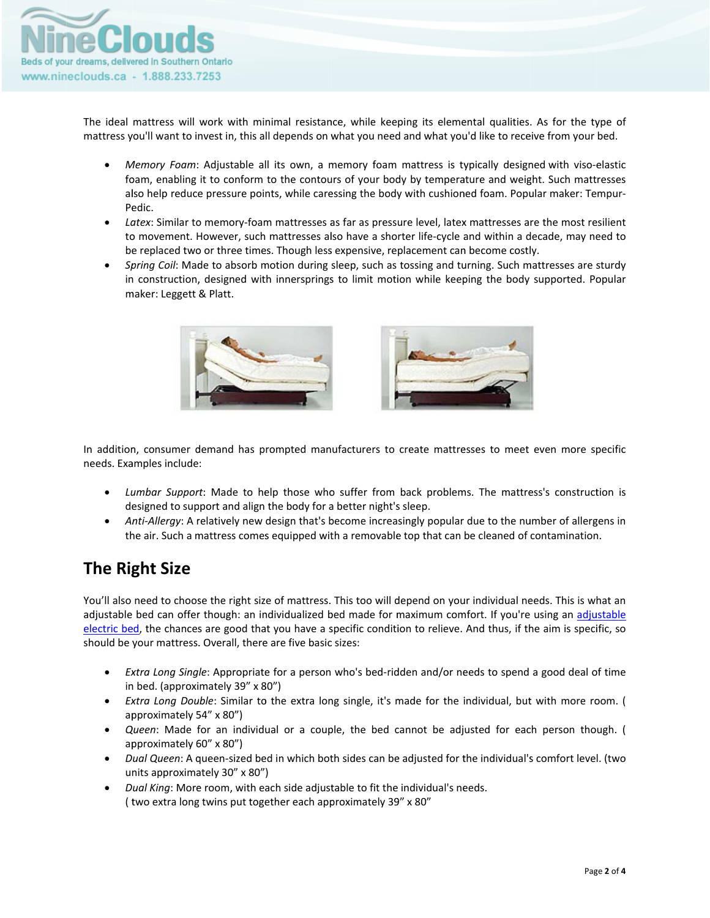The ideal mattress will work with minimal resistance, while keeping its elemental qualities. As for the type of mattress you'll want to invest in, this all depends on what you need and what you'd like to receive from your bed.

- *Memory Foam*: Adjustable all its own, a memory foam mattress is typically designed with viso-elastic foam, enabling it to conform to the contours of your body by temperature and weight. Such mattresses also help reduce pressure points, while caressing the body with cushioned foam. Popular maker: Tempur-Pedic.
- *Latex*: Similar to memory-foam mattresses as far as pressure level, latex mattresses are the most resilient to movement. However, such mattresses also have a shorter life-cycle and within a decade, may need to be replaced two or three times. Though less expensive, replacement can become costly.
- *Spring Coil*: Made to absorb motion during sleep, such as tossing and turning. Such mattresses are sturdy in construction, designed with innersprings to limit motion while keeping the body supported. Popular maker: Leggett & Platt.

In addition, consumer demand has prompted manufacturers to create mattresses to meet even more specific needs. Examples include:

- *Lumbar Support*: Made to help those who suffer from back problems. The mattress's construction is designed to support and align the body for a better night's sleep.
- *Anti-Allergy*: A relatively new design that's become increasingly popular due to the number of allergens in the air. Such a mattress comes equipped with a removable top that can be cleaned of contamination.

## The Right Size

You'll also need to choose the right size of mattress. This too will depend on your individual needs. This is what an adjustable bed can offer though: an individualized bed made for maximum comfort. If you're using an adjustable electric bed, the chances are good that you have a specific condition to relieve. And thus, if the aim is specific, so should be your mattress. Overall, there are five basic sizes:

- *Extra Long Single*: Appropriate for a person who's bed-ridden and/or needs to spend a good deal of time in bed. (approximately 39" x 80")
- *Extra Long Double*: Similar to the extra long single, it's made for the individual, but with more room. ( approximately 54" x 80")
- *Queen*: Made for an individual or a couple, the bed cannot be adjusted for each person though. ( approximately 60" x 80")
- *Dual Queen*: A queen-sized bed in which both sides can be adjusted for the individual's comfort level. (two units approximately 30" x 80")
- *Dual King*: More room, with each side adjustable to fit the individual's needs.
  ( two extra long twins put together each approximately 39" x 80"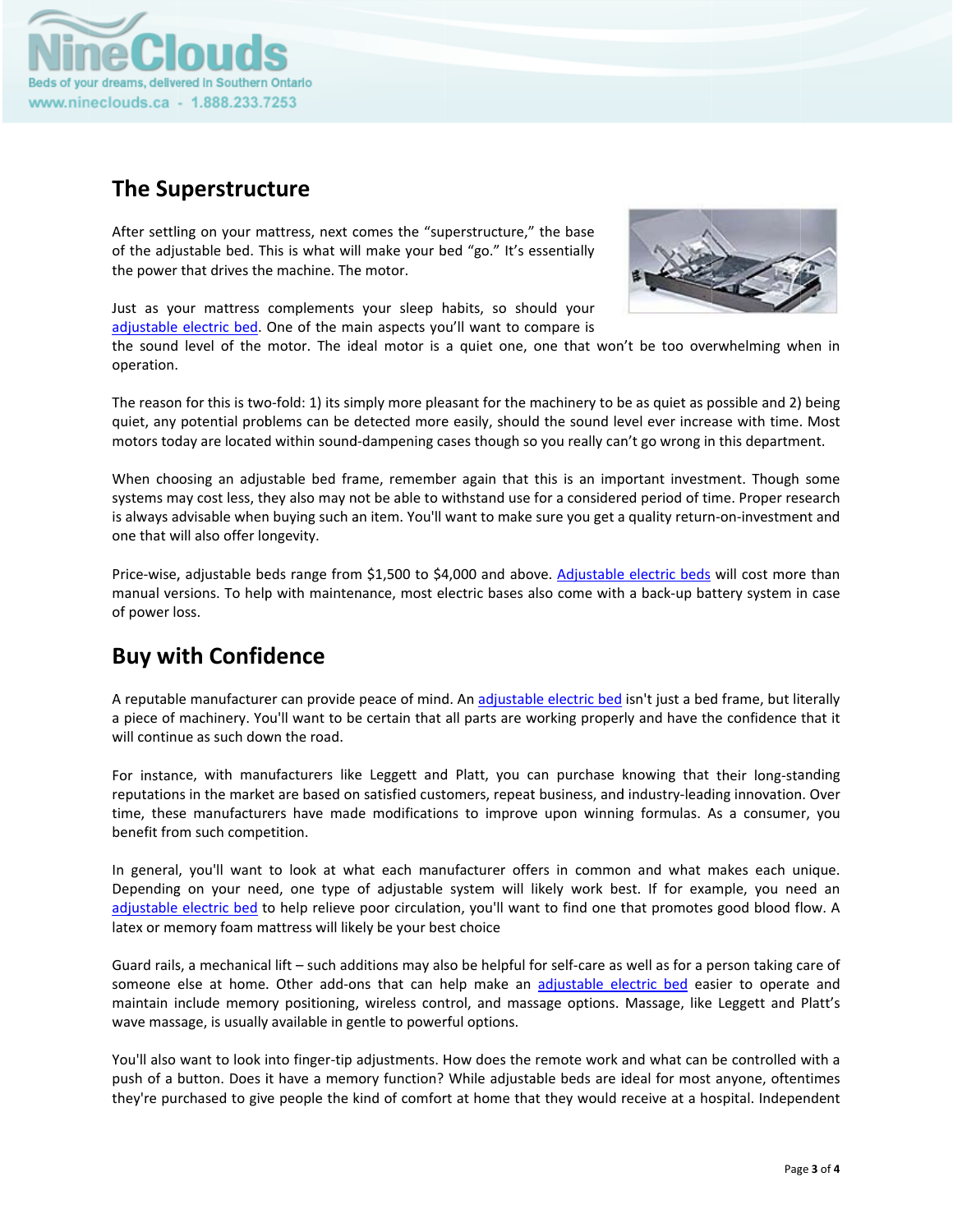## The Superstructure

After settling on your mattress, next comes the "superstructure," the base of the adjustable bed. This is what will make your bed "go." It's essentially the power that drives the machine. The motor.

Just as your mattress complements your sleep habits, so should your adjustable electric bed. One of the main aspects you'll want to compare is the sound level of the motor. The ideal motor is a quiet one, one that won't be too overwhelming when in operation.

The reason for this is two-fold: 1) its simply more pleasant for the machinery to be as quiet as possible and 2) being quiet, any potential problems can be detected more easily, should the sound level ever increase with time. Most motors today are located within sound-dampening cases though so you really can't go wrong in this department.

When choosing an adjustable bed frame, remember again that this is an important investment. Though some systems may cost less, they also may not be able to withstand use for a considered period of time. Proper research is always advisable when buying such an item. You'll want to make sure you get a quality return-on-investment and one that will also offer longevity.

Price-wise, adjustable beds range from $1,500 to $4,000 and above. Adjustable electric beds will cost more than manual versions. To help with maintenance, most electric bases also come with a back-up battery system in case of power loss.

## Buy with Confidence

A reputable manufacturer can provide peace of mind. An adjustable electric bed isn't just a bed frame, but literally a piece of machinery. You'll want to be certain that all parts are working properly and have the confidence that it will continue as such down the road.

For instance, with manufacturers like Leggett and Platt, you can purchase knowing that their long-standing reputations in the market are based on satisfied customers, repeat business, and industry-leading innovation. Over time, these manufacturers have made modifications to improve upon winning formulas. As a consumer, you benefit from such competition.

In general, you'll want to look at what each manufacturer offers in common and what makes each unique. Depending on your need, one type of adjustable system will likely work best. If for example, you need an adjustable electric bed to help relieve poor circulation, you'll want to find one that promotes good blood flow. A latex or memory foam mattress will likely be your best choice

Guard rails, a mechanical lift – such additions may also be helpful for self-care as well as for a person taking care of someone else at home. Other add-ons that can help make an adjustable electric bed easier to operate and maintain include memory positioning, wireless control, and massage options. Massage, like Leggett and Platt's wave massage, is usually available in gentle to powerful options.

You'll also want to look into finger-tip adjustments. How does the remote work and what can be controlled with a push of a button. Does it have a memory function? While adjustable beds are ideal for most anyone, oftentimes they're purchased to give people the kind of comfort at home that they would receive at a hospital. Independent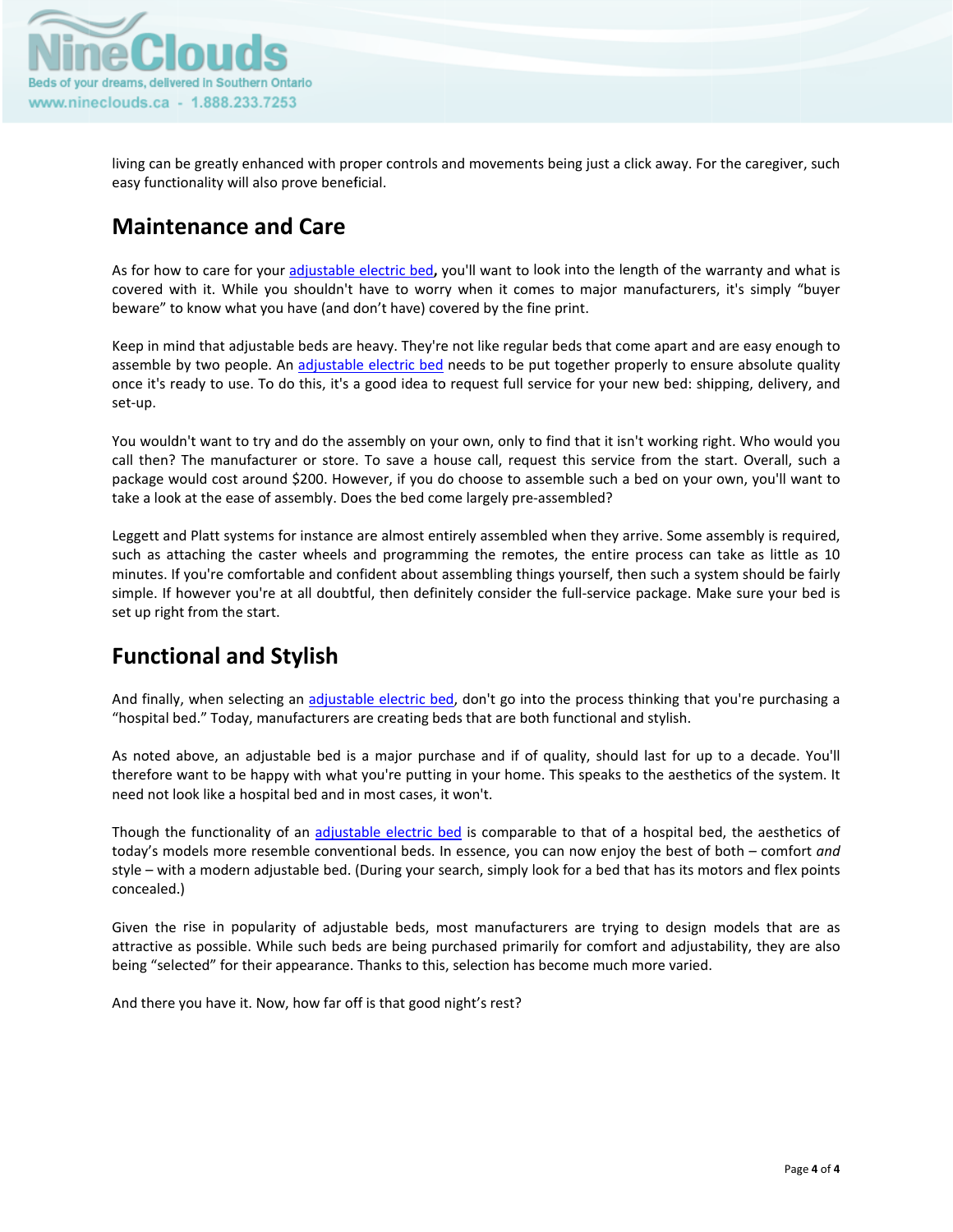living can be greatly enhanced with proper controls and movements being just a click away. For the caregiver, such easy functionality will also prove beneficial.

## Maintenance and Care

As for how to care for your adjustable electric bed**,** you'll want to look into the length of the warranty and what is covered with it. While you shouldn't have to worry when it comes to major manufacturers, it's simply "buyer beware" to know what you have (and don't have) covered by the fine print.

Keep in mind that adjustable beds are heavy. They're not like regular beds that come apart and are easy enough to assemble by two people. An adjustable electric bed needs to be put together properly to ensure absolute quality once it's ready to use. To do this, it's a good idea to request full service for your new bed: shipping, delivery, and set-up.

You wouldn't want to try and do the assembly on your own, only to find that it isn't working right. Who would you call then? The manufacturer or store. To save a house call, request this service from the start. Overall, such a package would cost around $200. However, if you do choose to assemble such a bed on your own, you'll want to take a look at the ease of assembly. Does the bed come largely pre-assembled?

Leggett and Platt systems for instance are almost entirely assembled when they arrive. Some assembly is required, such as attaching the caster wheels and programming the remotes, the entire process can take as little as 10 minutes. If you're comfortable and confident about assembling things yourself, then such a system should be fairly simple. If however you're at all doubtful, then definitely consider the full-service package. Make sure your bed is set up right from the start.

## Functional and Stylish

And finally, when selecting an adjustable electric bed, don't go into the process thinking that you're purchasing a "hospital bed." Today, manufacturers are creating beds that are both functional and stylish.

As noted above, an adjustable bed is a major purchase and if of quality, should last for up to a decade. You'll therefore want to be happy with what you're putting in your home. This speaks to the aesthetics of the system. It need not look like a hospital bed and in most cases, it won't.

Though the functionality of an adjustable electric bed is comparable to that of a hospital bed, the aesthetics of today's models more resemble conventional beds. In essence, you can now enjoy the best of both – comfort *and* style – with a modern adjustable bed. (During your search, simply look for a bed that has its motors and flex points concealed.)

Given the rise in popularity of adjustable beds, most manufacturers are trying to design models that are as attractive as possible. While such beds are being purchased primarily for comfort and adjustability, they are also being "selected" for their appearance. Thanks to this, selection has become much more varied.

And there you have it. Now, how far off is that good night's rest?